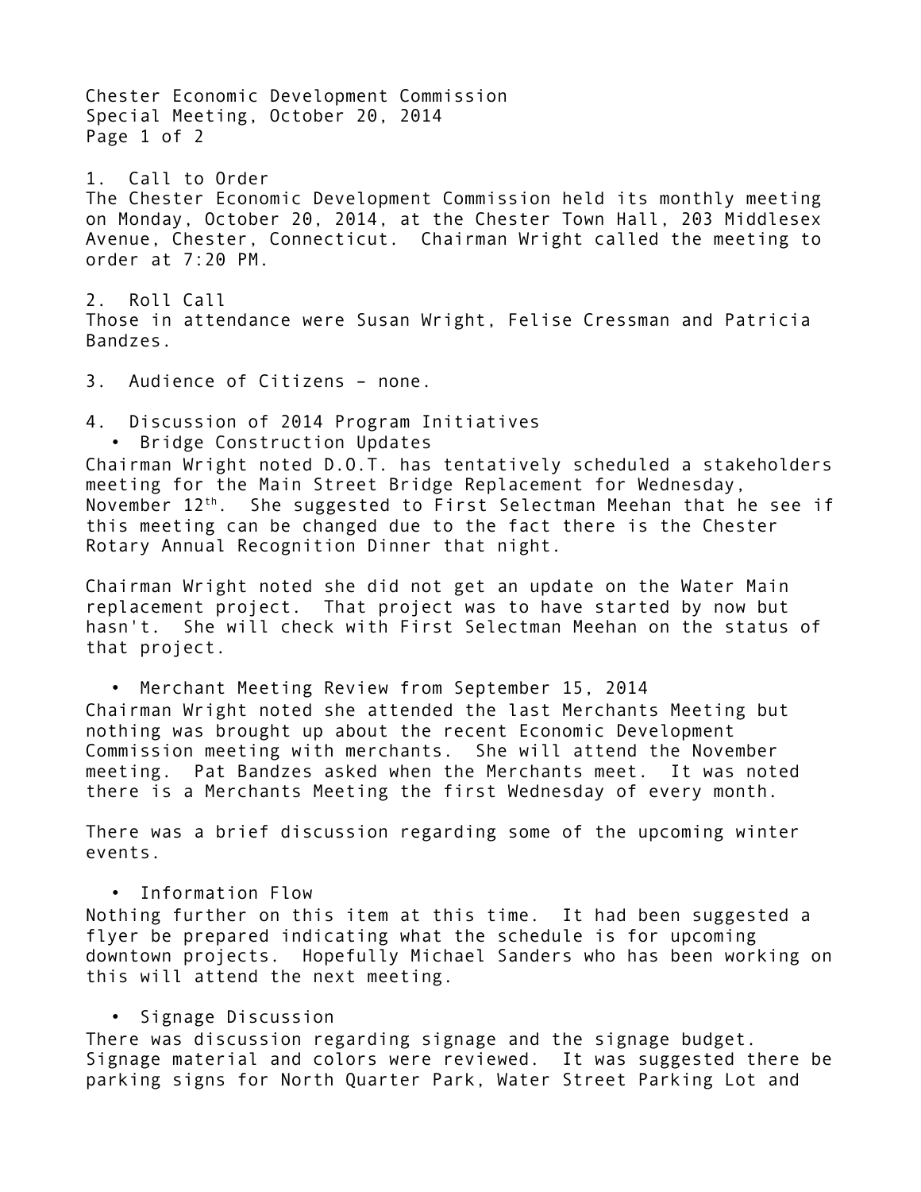Chester Economic Development Commission
Special Meeting, October 20, 2014

1. Call to Order

The Chester Economic Development Commission held its monthly meeting on Monday, October 20, 2014, at the Chester Town Hall, 203 Middlesex Avenue, Chester, Connecticut. Chairman Wright called the meeting to order at 7:20 PM.

2. Roll Call

Those in attendance were Susan Wright, Felise Cressman and Patricia Bandzes.

3. Audience of Citizens – none.

4. Discussion of 2014 Program Initiatives

- Bridge Construction Updates

Chairman Wright noted D.O.T. has tentatively scheduled a stakeholders meeting for the Main Street Bridge Replacement for Wednesday, November 12th. She suggested to First Selectman Meehan that he see if this meeting can be changed due to the fact there is the Chester Rotary Annual Recognition Dinner that night.

Chairman Wright noted she did not get an update on the Water Main replacement project. That project was to have started by now but hasn't. She will check with First Selectman Meehan on the status of that project.

- Merchant Meeting Review from September 15, 2014

Chairman Wright noted she attended the last Merchants Meeting but nothing was brought up about the recent Economic Development Commission meeting with merchants. She will attend the November meeting. Pat Bandzes asked when the Merchants meet. It was noted there is a Merchants Meeting the first Wednesday of every month.

There was a brief discussion regarding some of the upcoming winter events.

- Information Flow

Nothing further on this item at this time. It had been suggested a flyer be prepared indicating what the schedule is for upcoming downtown projects. Hopefully Michael Sanders who has been working on this will attend the next meeting.

- Signage Discussion

There was discussion regarding signage and the signage budget. Signage material and colors were reviewed. It was suggested there be parking signs for North Quarter Park, Water Street Parking Lot and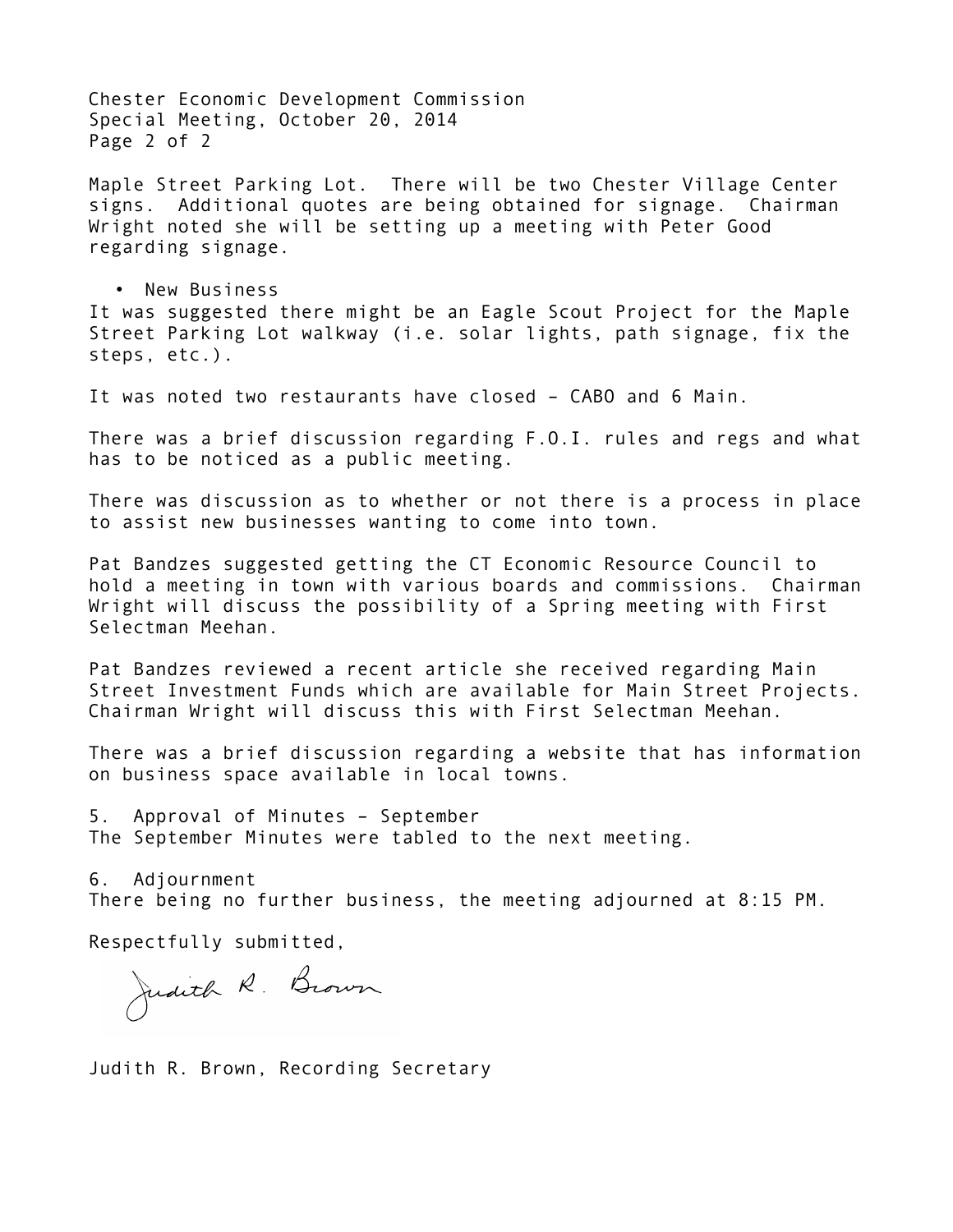Maple Street Parking Lot. There will be two Chester Village Center signs. Additional quotes are being obtained for signage. Chairman Wright noted she will be setting up a meeting with Peter Good regarding signage.

- New Business

It was suggested there might be an Eagle Scout Project for the Maple Street Parking Lot walkway (i.e. solar lights, path signage, fix the steps, etc.).

It was noted two restaurants have closed – CABO and 6 Main.

There was a brief discussion regarding F.O.I. rules and regs and what has to be noticed as a public meeting.

There was discussion as to whether or not there is a process in place to assist new businesses wanting to come into town.

Pat Bandzes suggested getting the CT Economic Resource Council to hold a meeting in town with various boards and commissions. Chairman Wright will discuss the possibility of a Spring meeting with First Selectman Meehan.

Pat Bandzes reviewed a recent article she received regarding Main Street Investment Funds which are available for Main Street Projects. Chairman Wright will discuss this with First Selectman Meehan.

There was a brief discussion regarding a website that has information on business space available in local towns.

5. Approval of Minutes – September
The September Minutes were tabled to the next meeting.

6. Adjournment
There being no further business, the meeting adjourned at 8:15 PM.

Respectfully submitted,

Judith R. Brown

Judith R. Brown, Recording Secretary